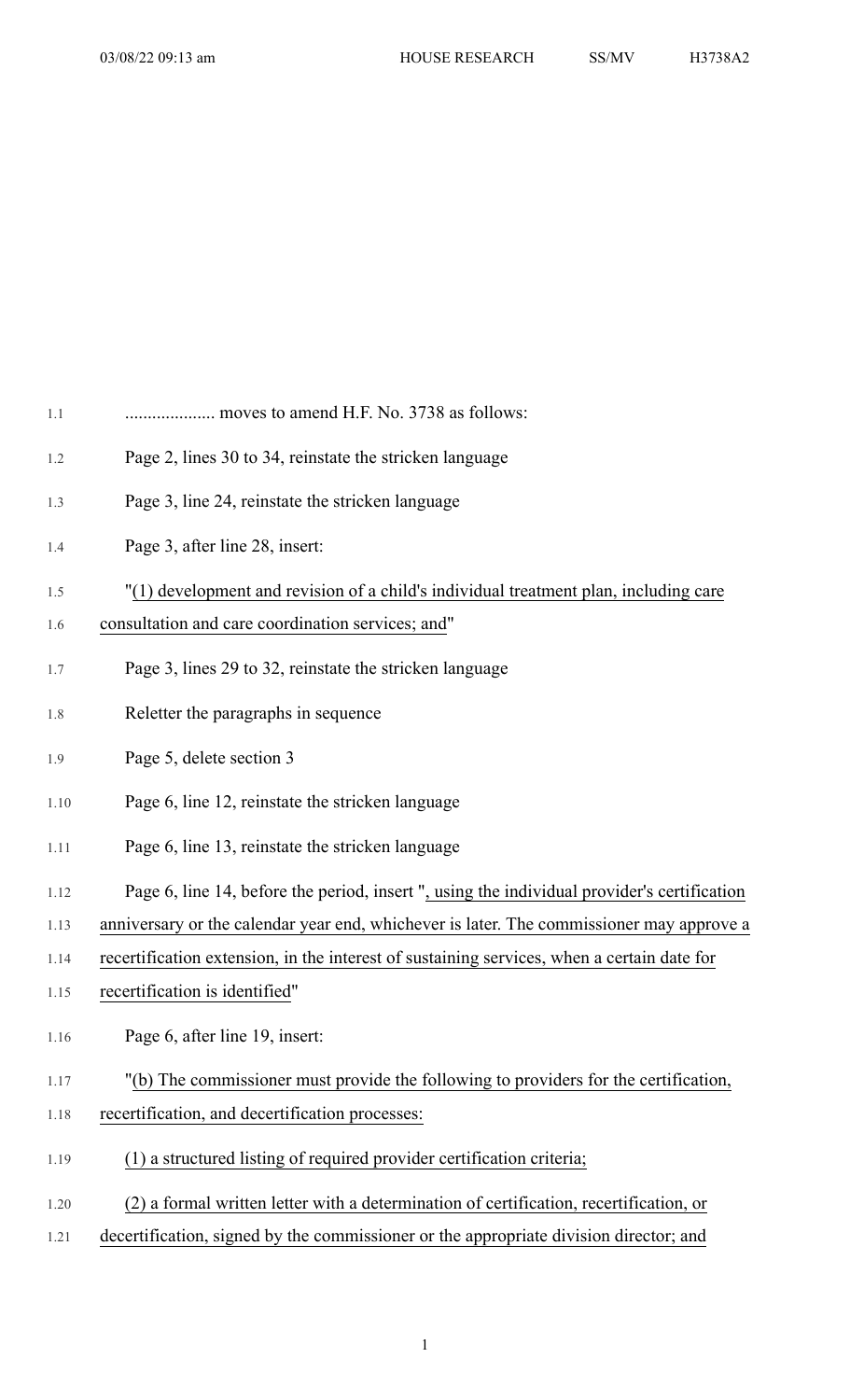.................... moves to amend H.F. No. 3738 as follows:

Page 2, lines 30 to 34, reinstate the stricken language

Page 3, line 24, reinstate the stricken language

Page 3, after line 28, insert:

"(1) development and revision of a child's individual treatment plan, including care consultation and care coordination services; and"

Page 3, lines 29 to 32, reinstate the stricken language

Reletter the paragraphs in sequence

Page 5, delete section 3

Page 6, line 12, reinstate the stricken language

Page 6, line 13, reinstate the stricken language

Page 6, line 14, before the period, insert ", using the individual provider's certification anniversary or the calendar year end, whichever is later. The commissioner may approve a recertification extension, in the interest of sustaining services, when a certain date for recertification is identified"

Page 6, after line 19, insert:

"(b) The commissioner must provide the following to providers for the certification, recertification, and decertification processes:

(1) a structured listing of required provider certification criteria;

(2) a formal written letter with a determination of certification, recertification, or decertification, signed by the commissioner or the appropriate division director; and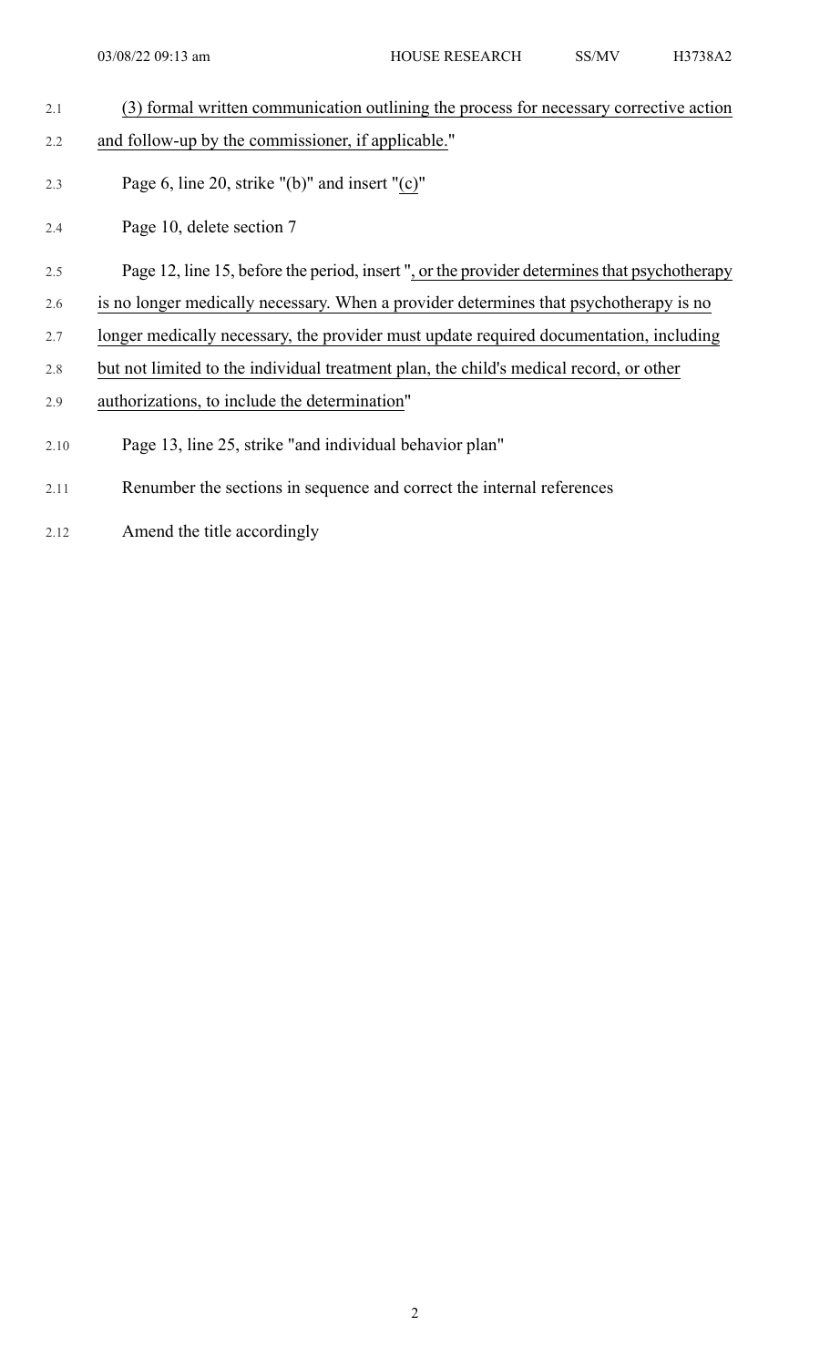(3) formal written communication outlining the process for necessary corrective action and follow-up by the commissioner, if applicable."

Page 6, line 20, strike "(b)" and insert "(c)"

Page 10, delete section 7

Page 12, line 15, before the period, insert ", or the provider determines that psychotherapy is no longer medically necessary. When a provider determines that psychotherapy is no longer medically necessary, the provider must update required documentation, including but not limited to the individual treatment plan, the child's medical record, or other authorizations, to include the determination"

Page 13, line 25, strike "and individual behavior plan"

Renumber the sections in sequence and correct the internal references

Amend the title accordingly